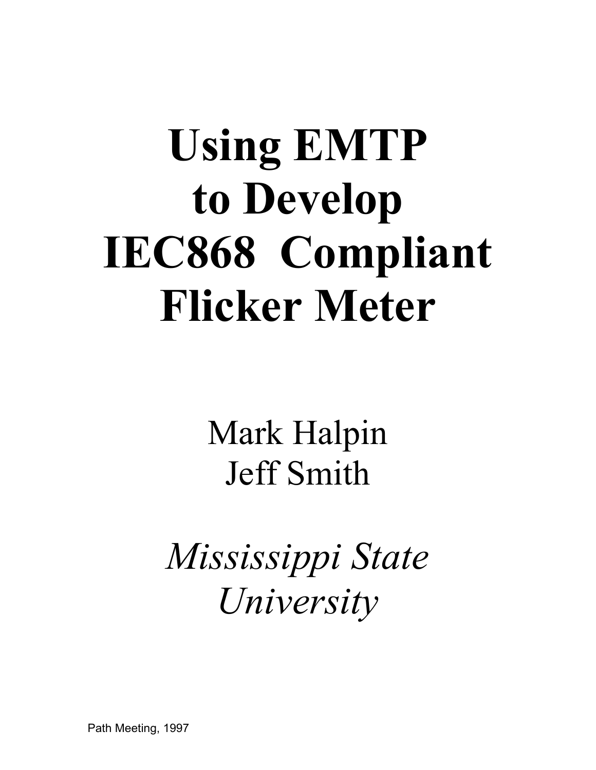# Using EMTP to Develop IEC868 Compliant Flicker Meter

Mark Halpin
Jeff Smith

*Mississippi State University*

Path Meeting, 1997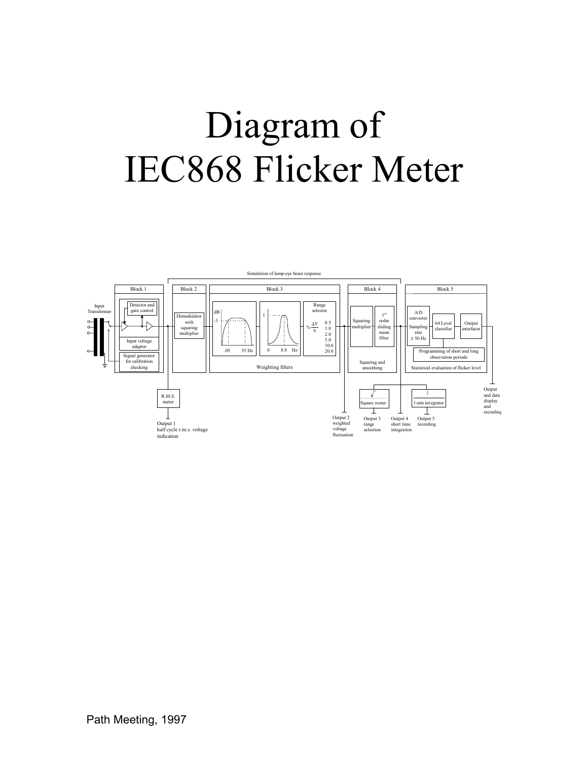# Diagram of IEC868 Flicker Meter

Simulation of lamp-eye brain response

Block 1

Input Transformer

Detector and gain control

Input voltage adaptor

Signal generator for calibration checking

Block 2

Demodulator with squaring multiplier

Block 3

dB

-3

.05 35 Hz

1

0 8.8 Hz

Range selector

$\% \frac{\Delta V}{V}$ 0.5 1.0 2.0 5.0 10.0 20.0

Weighting filters

Block 4

Squaring multiplier

1st order sliding mean filter

Squaring and smoothing

Block 5

A/D converter Sampling rate $\geq 50$ Hz

64 Level classifier

Output interfaces

Programming of short and long observation periods

Statistical evaluation of flicker level

R.M.S. meter

Output 1 half cycle r.m.s. voltage indication

Output 2 weighted voltage fluctuation

$\sqrt{\ }$ Square rooter

Output 3 range selection

Output 4 short time integration

$\int$ 1 min integrator

Output 5 recording

Output and data display and recording

Path Meeting, 1997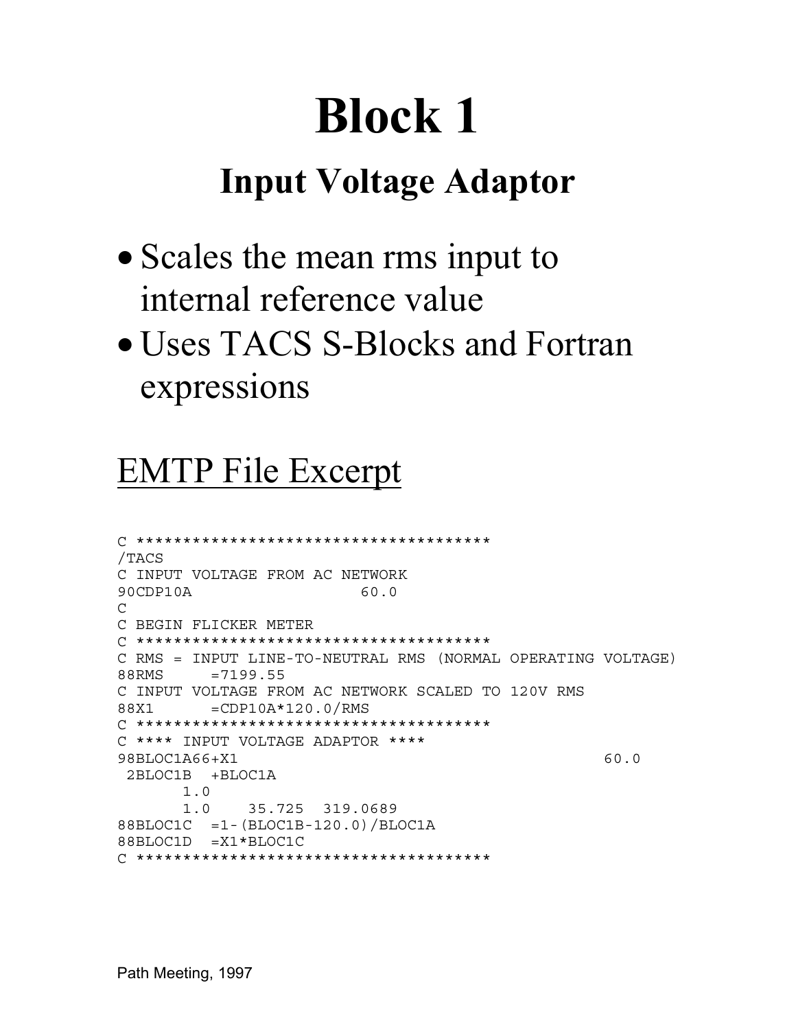# Block 1

## Input Voltage Adaptor

- Scales the mean rms input to internal reference value
- Uses TACS S-Blocks and Fortran expressions

## <u>EMTP File Excerpt</u>

```
C *************************************
/TACS
C INPUT VOLTAGE FROM AC NETWORK
90CDP10A                  60.0
C
C BEGIN FLICKER METER
C *************************************
C RMS = INPUT LINE-TO-NEUTRAL RMS (NORMAL OPERATING VOLTAGE)
88RMS     =7199.55
C INPUT VOLTAGE FROM AC NETWORK SCALED TO 120V RMS
88X1      =CDP10A*120.0/RMS
C *************************************
C **** INPUT VOLTAGE ADAPTOR ****
98BLOC1A66+X1                                          60.0
 2BLOC1B  +BLOC1A
       1.0
       1.0    35.725  319.0689
88BLOC1C  =1-(BLOC1B-120.0)/BLOC1A
88BLOC1D  =X1*BLOC1C
C *************************************
```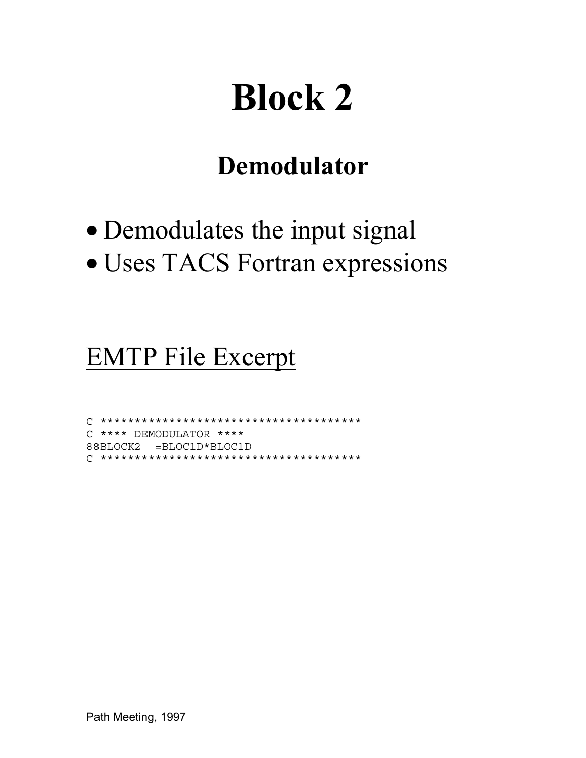# Block 2

## Demodulator

- Demodulates the input signal
- Uses TACS Fortran expressions

EMTP File Excerpt

```
C ***************************************
C **** DEMODULATOR ****
88BLOCK2  =BLOC1D*BLOC1D
C ***************************************
```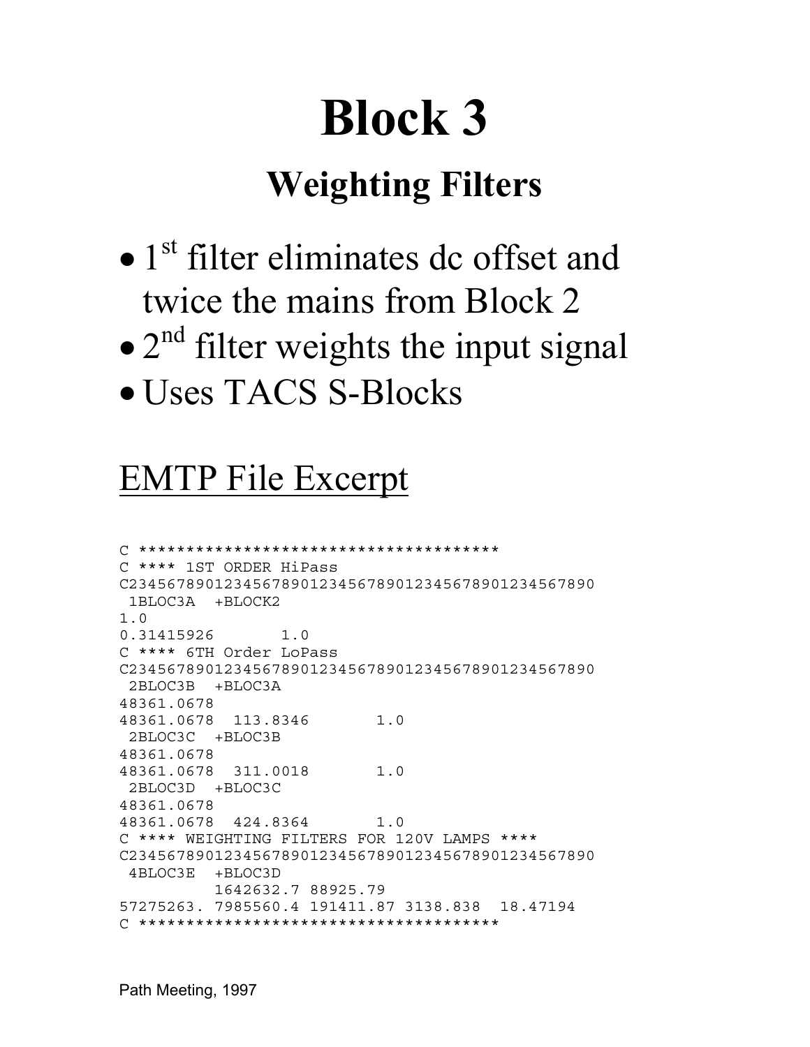# Block 3

## Weighting Filters

- 1[st] filter eliminates dc offset and twice the mains from Block 2
- 2[nd] filter weights the input signal
- Uses TACS S-Blocks

## EMTP File Excerpt

```
C **************************************
C **** 1ST ORDER HiPass
C234567890123456789012345678901234567890
 1BLOC3A  +BLOCK2
1.0
0.31415926       1.0
C **** 6TH Order LoPass
C234567890123456789012345678901234567890
 2BLOC3B  +BLOC3A
48361.0678
48361.0678  113.8346       1.0
 2BLOC3C  +BLOC3B
48361.0678
48361.0678  311.0018       1.0
 2BLOC3D  +BLOC3C
48361.0678
48361.0678  424.8364       1.0
C **** WEIGHTING FILTERS FOR 120V LAMPS ****
C234567890123456789012345678901234567890
 4BLOC3E  +BLOC3D
          1642632.7 88925.79
57275263. 7985560.4 191411.87 3138.838  18.47194
C **************************************
```

Path Meeting, 1997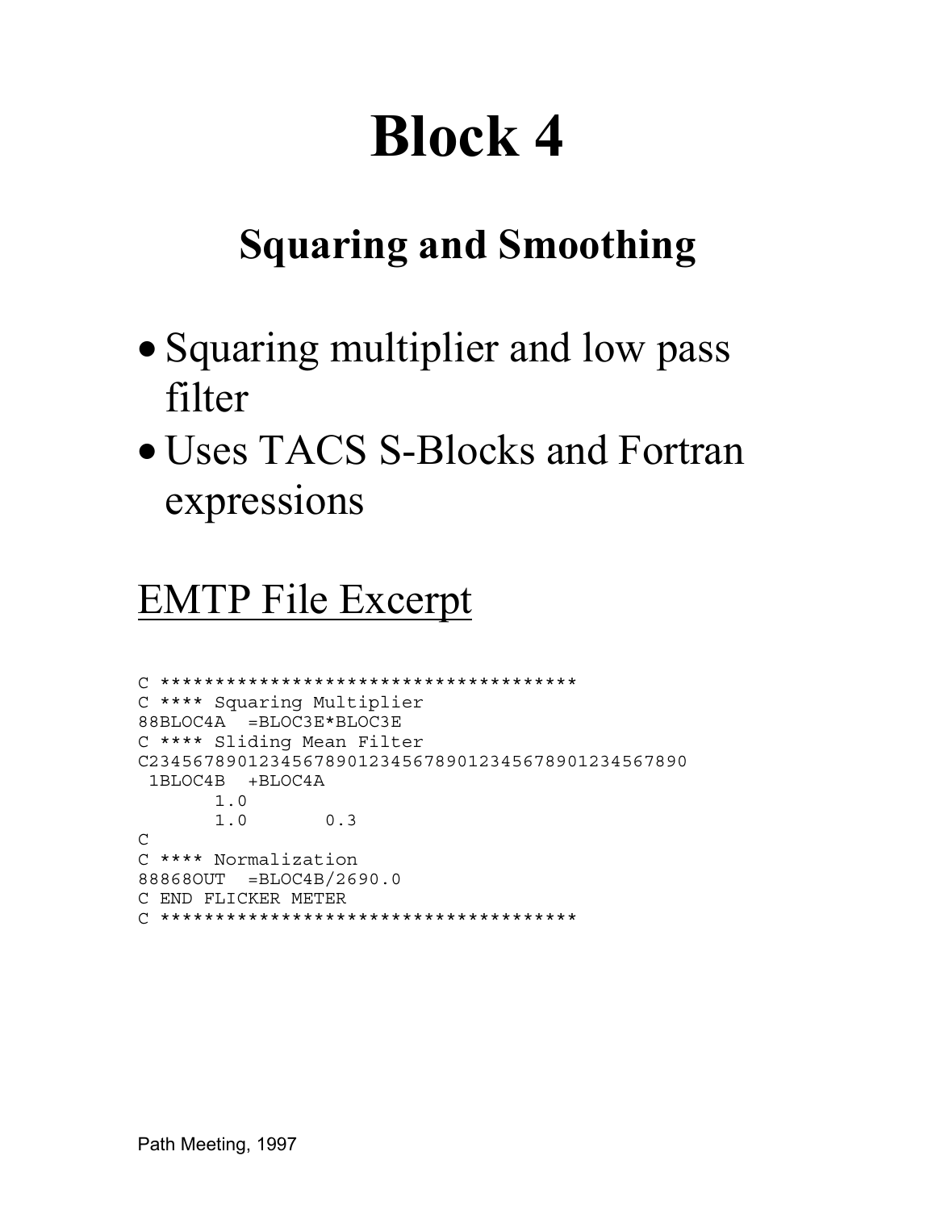# Block 4

## Squaring and Smoothing

- Squaring multiplier and low pass filter
- Uses TACS S-Blocks and Fortran expressions

## EMTP File Excerpt

```
C *************************************
C **** Squaring Multiplier
88BLOC4A  =BLOC3E*BLOC3E
C **** Sliding Mean Filter
C234567890123456789012345678901234567890123456789O
 1BLOC4B  +BLOC4A
       1.0
       1.0       0.3
C
C **** Normalization
88868OUT  =BLOC4B/2690.0
C END FLICKER METER
C *************************************
```

Path Meeting, 1997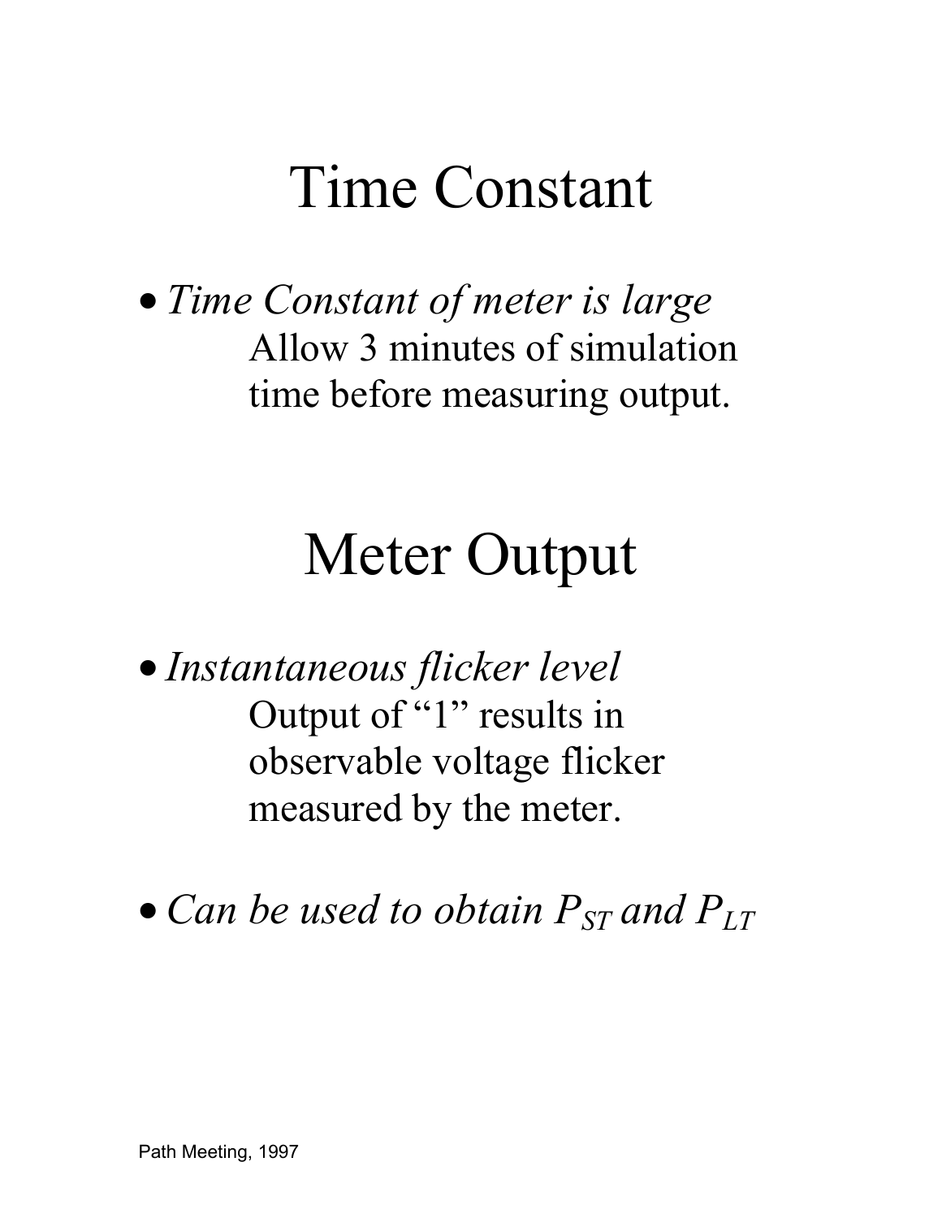# Time Constant

- *Time Constant of meter is large*
  Allow 3 minutes of simulation time before measuring output.

# Meter Output

- *Instantaneous flicker level*
  Output of "1" results in observable voltage flicker measured by the meter.

- *Can be used to obtain $P_{ST}$ and $P_{LT}$*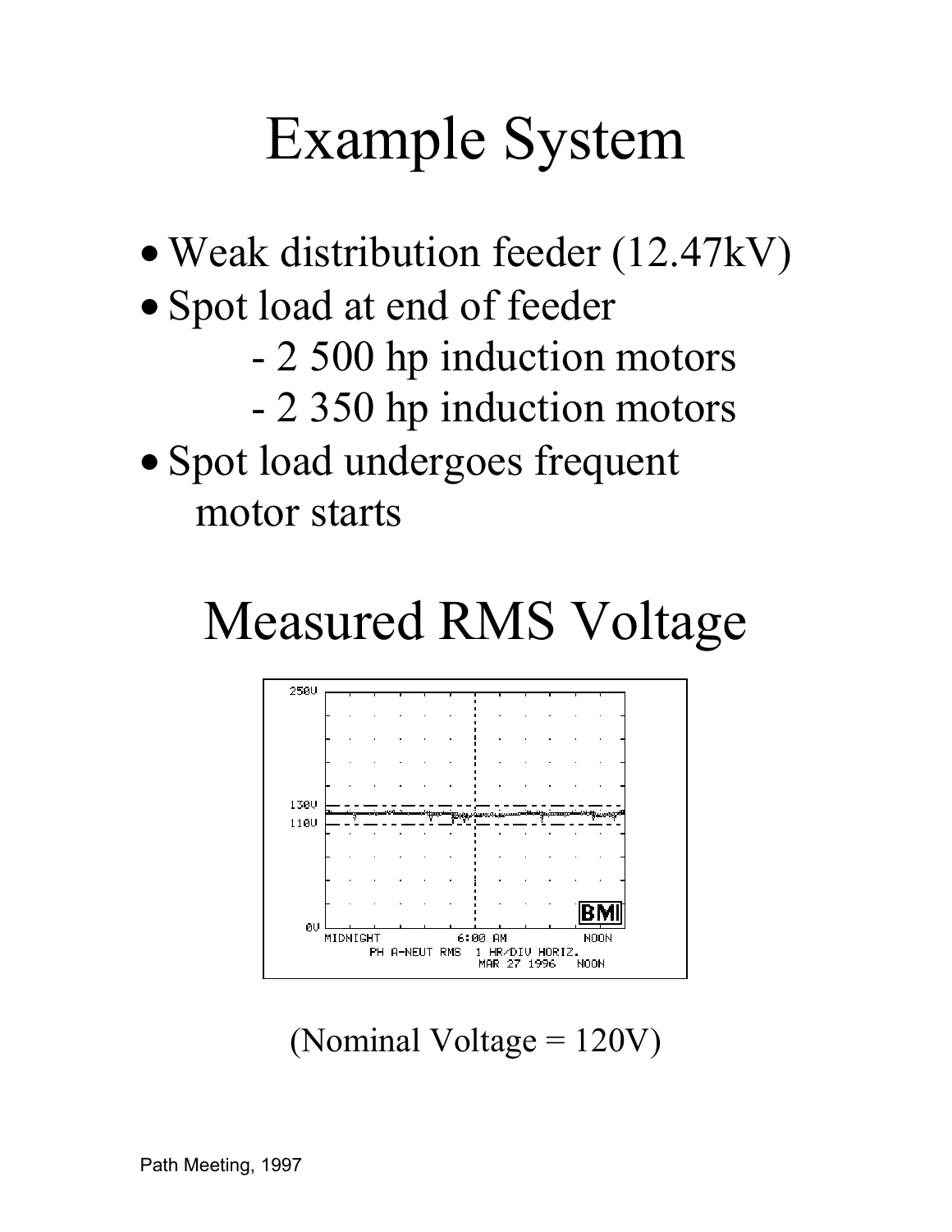# Example System

- Weak distribution feeder (12.47kV)
- Spot load at end of feeder
  - 2 500 hp induction motors
  - 2 350 hp induction motors
- Spot load undergoes frequent motor starts

# Measured RMS Voltage

(Nominal Voltage = 120V)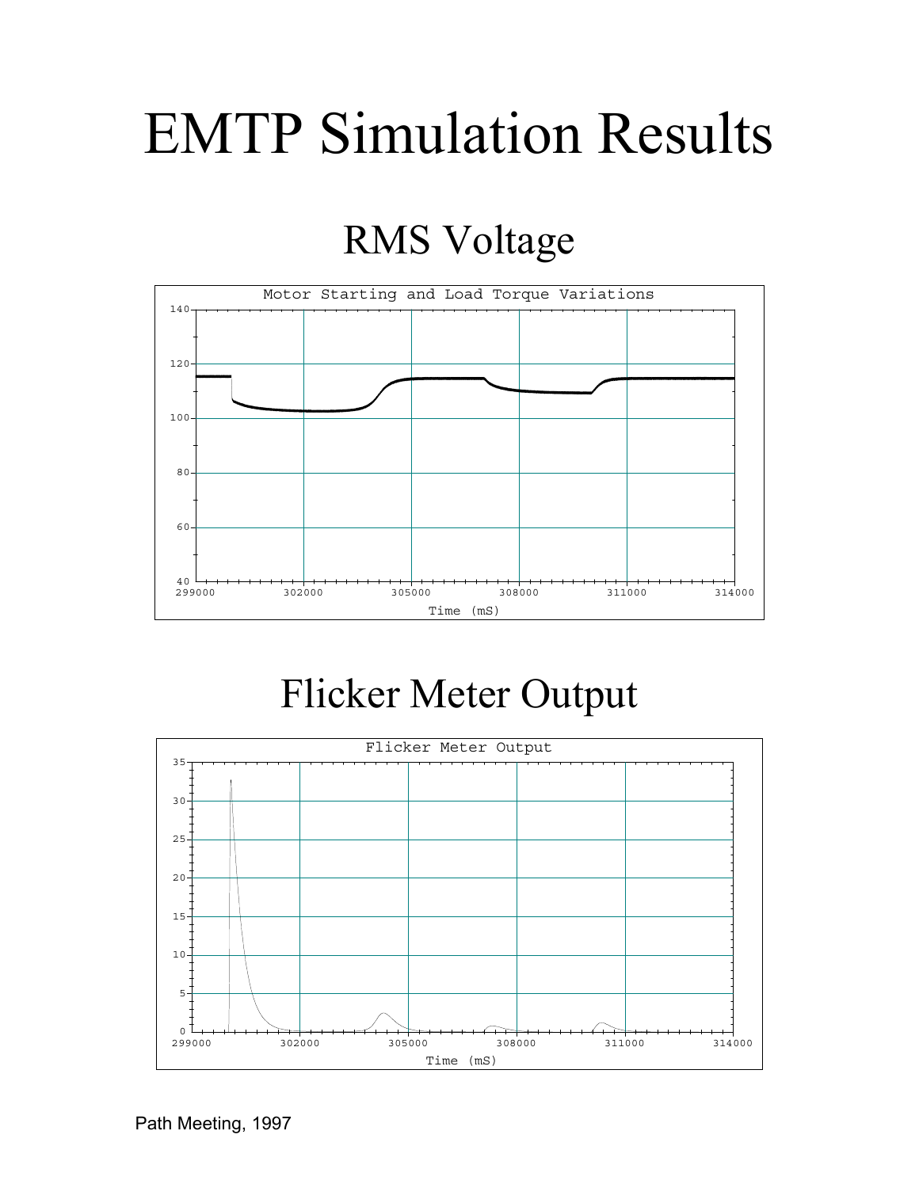# EMTP Simulation Results

## RMS Voltage

Motor Starting and Load Torque Variations

Time (mS)

## Flicker Meter Output

Flicker Meter Output

Time (mS)

Path Meeting, 1997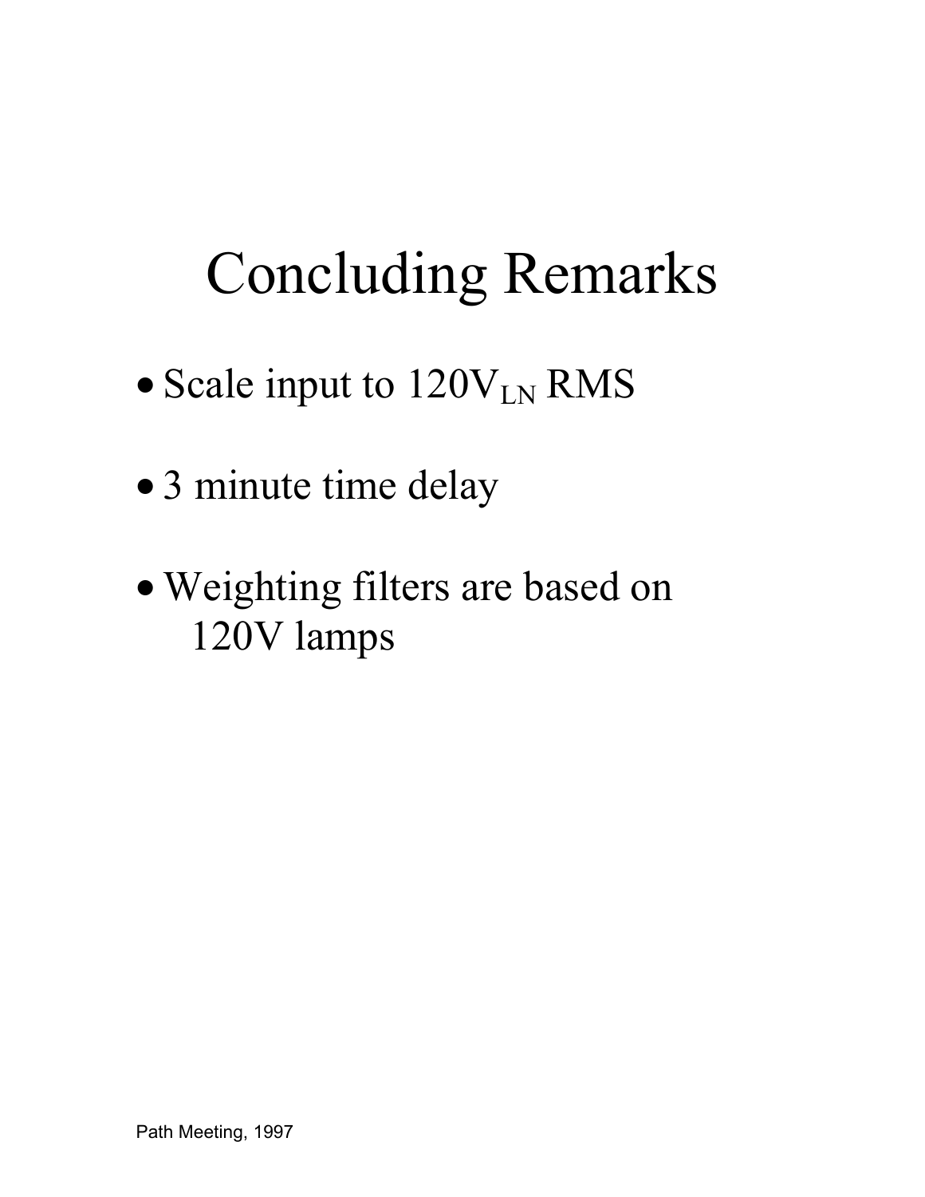# Concluding Remarks

- Scale input to $120V_{LN}$ RMS
- 3 minute time delay
- Weighting filters are based on 120V lamps